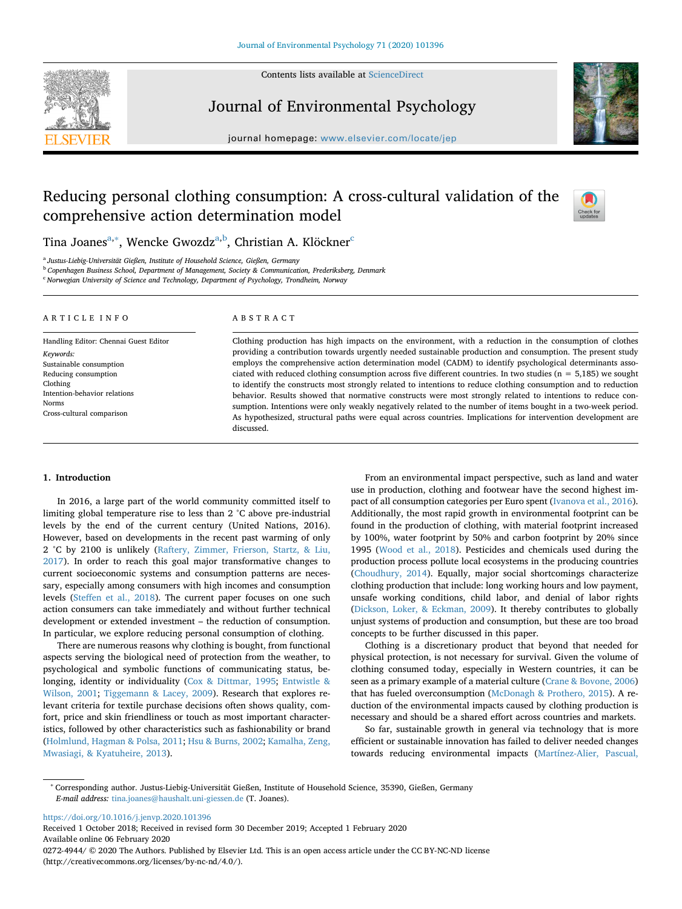# Reducing personal clothing consumption: A cross-cultural validation of the comprehensive action determination model

Tina Joanes[a,*], Wencke Gwozdz[a,b], Christian A. Klöckner[c]

[a] Justus-Liebig-Universität Gießen, Institute of Household Science, Gießen, Germany
[b] Copenhagen Business School, Department of Management, Society & Communication, Frederiksberg, Denmark
[c] Norwegian University of Science and Technology, Department of Psychology, Trondheim, Norway

## ARTICLE INFO

Handling Editor: Chennai Guest Editor

*Keywords:*
Sustainable consumption
Reducing consumption
Clothing
Intention-behavior relations
Norms
Cross-cultural comparison

## ABSTRACT

Clothing production has high impacts on the environment, with a reduction in the consumption of clothes providing a contribution towards urgently needed sustainable production and consumption. The present study employs the comprehensive action determination model (CADM) to identify psychological determinants associated with reduced clothing consumption across five different countries. In two studies (n = 5,185) we sought to identify the constructs most strongly related to intentions to reduce clothing consumption and to reduction behavior. Results showed that normative constructs were most strongly related to intentions to reduce consumption. Intentions were only weakly negatively related to the number of items bought in a two-week period. As hypothesized, structural paths were equal across countries. Implications for intervention development are discussed.

## 1. Introduction

In 2016, a large part of the world community committed itself to limiting global temperature rise to less than 2 °C above pre-industrial levels by the end of the current century (United Nations, 2016). However, based on developments in the recent past warming of only 2 °C by 2100 is unlikely (Raftery, Zimmer, Frierson, Startz, & Liu, 2017). In order to reach this goal major transformative changes to current socioeconomic systems and consumption patterns are necessary, especially among consumers with high incomes and consumption levels (Steffen et al., 2018). The current paper focuses on one such action consumers can take immediately and without further technical development or extended investment – the reduction of consumption. In particular, we explore reducing personal consumption of clothing.

There are numerous reasons why clothing is bought, from functional aspects serving the biological need of protection from the weather, to psychological and symbolic functions of communicating status, belonging, identity or individuality (Cox & Dittmar, 1995; Entwistle & Wilson, 2001; Tiggemann & Lacey, 2009). Research that explores relevant criteria for textile purchase decisions often shows quality, comfort, price and skin friendliness or touch as most important characteristics, followed by other characteristics such as fashionability or brand (Holmlund, Hagman & Polsa, 2011; Hsu & Burns, 2002; Kamalha, Zeng, Mwasiagi, & Kyatuheire, 2013).

From an environmental impact perspective, such as land and water use in production, clothing and footwear have the second highest impact of all consumption categories per Euro spent (Ivanova et al., 2016). Additionally, the most rapid growth in environmental footprint can be found in the production of clothing, with material footprint increased by 100%, water footprint by 50% and carbon footprint by 20% since 1995 (Wood et al., 2018). Pesticides and chemicals used during the production process pollute local ecosystems in the producing countries (Choudhury, 2014). Equally, major social shortcomings characterize clothing production that include: long working hours and low payment, unsafe working conditions, child labor, and denial of labor rights (Dickson, Loker, & Eckman, 2009). It thereby contributes to globally unjust systems of production and consumption, but these are too broad concepts to be further discussed in this paper.

Clothing is a discretionary product that beyond that needed for physical protection, is not necessary for survival. Given the volume of clothing consumed today, especially in Western countries, it can be seen as a primary example of a material culture (Crane & Bovone, 2006) that has fueled overconsumption (McDonagh & Prothero, 2015). A reduction of the environmental impacts caused by clothing production is necessary and should be a shared effort across countries and markets.

So far, sustainable growth in general via technology that is more efficient or sustainable innovation has failed to deliver needed changes towards reducing environmental impacts (Martínez-Alier, Pascual,

---

* Corresponding author. Justus-Liebig-Universität Gießen, Institute of Household Science, 35390, Gießen, Germany
*E-mail address:* tina.joanes@haushalt.uni-giessen.de (T. Joanes).

https://doi.org/10.1016/j.jenvp.2020.101396
Received 1 October 2018; Received in revised form 30 December 2019; Accepted 1 February 2020
Available online 06 February 2020
0272-4944/ © 2020 The Authors. Published by Elsevier Ltd. This is an open access article under the CC BY-NC-ND license (http://creativecommons.org/licenses/by-nc-nd/4.0/).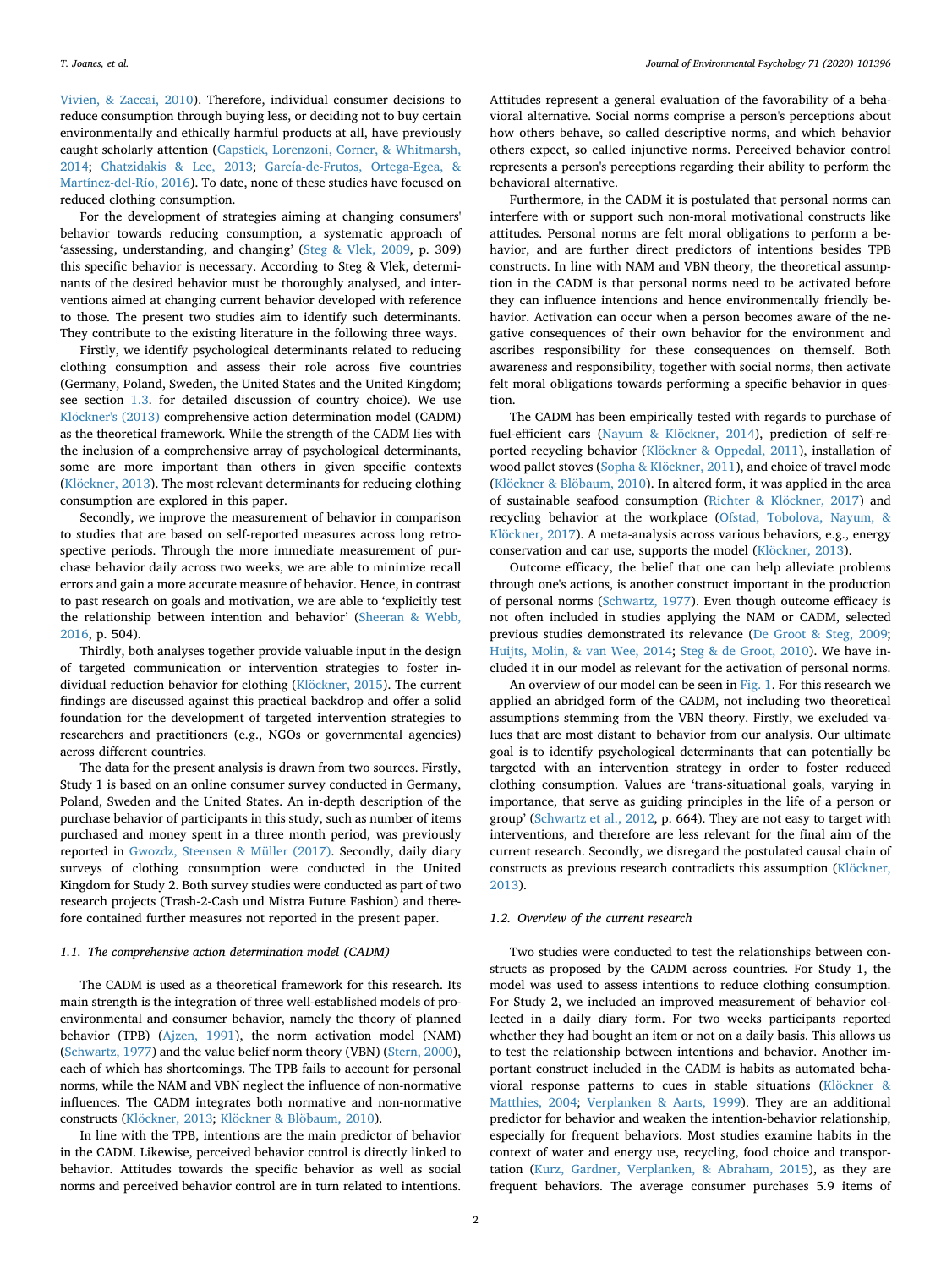Vivien, & Zaccai, 2010). Therefore, individual consumer decisions to reduce consumption through buying less, or deciding not to buy certain environmentally and ethically harmful products at all, have previously caught scholarly attention (Capstick, Lorenzoni, Corner, & Whitmarsh, 2014; Chatzidakis & Lee, 2013; García-de-Frutos, Ortega-Egea, & Martínez-del-Río, 2016). To date, none of these studies have focused on reduced clothing consumption.

For the development of strategies aiming at changing consumers' behavior towards reducing consumption, a systematic approach of 'assessing, understanding, and changing' (Steg & Vlek, 2009, p. 309) this specific behavior is necessary. According to Steg & Vlek, determinants of the desired behavior must be thoroughly analysed, and interventions aimed at changing current behavior developed with reference to those. The present two studies aim to identify such determinants. They contribute to the existing literature in the following three ways.

Firstly, we identify psychological determinants related to reducing clothing consumption and assess their role across five countries (Germany, Poland, Sweden, the United States and the United Kingdom; see section 1.3. for detailed discussion of country choice). We use Klöckner's (2013) comprehensive action determination model (CADM) as the theoretical framework. While the strength of the CADM lies with the inclusion of a comprehensive array of psychological determinants, some are more important than others in given specific contexts (Klöckner, 2013). The most relevant determinants for reducing clothing consumption are explored in this paper.

Secondly, we improve the measurement of behavior in comparison to studies that are based on self-reported measures across long retrospective periods. Through the more immediate measurement of purchase behavior daily across two weeks, we are able to minimize recall errors and gain a more accurate measure of behavior. Hence, in contrast to past research on goals and motivation, we are able to 'explicitly test the relationship between intention and behavior' (Sheeran & Webb, 2016, p. 504).

Thirdly, both analyses together provide valuable input in the design of targeted communication or intervention strategies to foster individual reduction behavior for clothing (Klöckner, 2015). The current findings are discussed against this practical backdrop and offer a solid foundation for the development of targeted intervention strategies to researchers and practitioners (e.g., NGOs or governmental agencies) across different countries.

The data for the present analysis is drawn from two sources. Firstly, Study 1 is based on an online consumer survey conducted in Germany, Poland, Sweden and the United States. An in-depth description of the purchase behavior of participants in this study, such as number of items purchased and money spent in a three month period, was previously reported in Gwozdz, Steensen & Müller (2017). Secondly, daily diary surveys of clothing consumption were conducted in the United Kingdom for Study 2. Both survey studies were conducted as part of two research projects (Trash-2-Cash und Mistra Future Fashion) and therefore contained further measures not reported in the present paper.

### 1.1. The comprehensive action determination model (CADM)

The CADM is used as a theoretical framework for this research. Its main strength is the integration of three well-established models of pro-environmental and consumer behavior, namely the theory of planned behavior (TPB) (Ajzen, 1991), the norm activation model (NAM) (Schwartz, 1977) and the value belief norm theory (VBN) (Stern, 2000), each of which has shortcomings. The TPB fails to account for personal norms, while the NAM and VBN neglect the influence of non-normative influences. The CADM integrates both normative and non-normative constructs (Klöckner, 2013; Klöckner & Blöbaum, 2010).

In line with the TPB, intentions are the main predictor of behavior in the CADM. Likewise, perceived behavior control is directly linked to behavior. Attitudes towards the specific behavior as well as social norms and perceived behavior control are in turn related to intentions. Attitudes represent a general evaluation of the favorability of a behavioral alternative. Social norms comprise a person's perceptions about how others behave, so called descriptive norms, and which behavior others expect, so called injunctive norms. Perceived behavior control represents a person's perceptions regarding their ability to perform the behavioral alternative.

Furthermore, in the CADM it is postulated that personal norms can interfere with or support such non-moral motivational constructs like attitudes. Personal norms are felt moral obligations to perform a behavior, and are further direct predictors of intentions besides TPB constructs. In line with NAM and VBN theory, the theoretical assumption in the CADM is that personal norms need to be activated before they can influence intentions and hence environmentally friendly behavior. Activation can occur when a person becomes aware of the negative consequences of their own behavior for the environment and ascribes responsibility for these consequences on themself. Both awareness and responsibility, together with social norms, then activate felt moral obligations towards performing a specific behavior in question.

The CADM has been empirically tested with regards to purchase of fuel-efficient cars (Nayum & Klöckner, 2014), prediction of self-reported recycling behavior (Klöckner & Oppedal, 2011), installation of wood pallet stoves (Sopha & Klöckner, 2011), and choice of travel mode (Klöckner & Blöbaum, 2010). In altered form, it was applied in the area of sustainable seafood consumption (Richter & Klöckner, 2017) and recycling behavior at the workplace (Ofstad, Tobolova, Nayum, & Klöckner, 2017). A meta-analysis across various behaviors, e.g., energy conservation and car use, supports the model (Klöckner, 2013).

Outcome efficacy, the belief that one can help alleviate problems through one's actions, is another construct important in the production of personal norms (Schwartz, 1977). Even though outcome efficacy is not often included in studies applying the NAM or CADM, selected previous studies demonstrated its relevance (De Groot & Steg, 2009; Huijts, Molin, & van Wee, 2014; Steg & de Groot, 2010). We have included it in our model as relevant for the activation of personal norms.

An overview of our model can be seen in Fig. 1. For this research we applied an abridged form of the CADM, not including two theoretical assumptions stemming from the VBN theory. Firstly, we excluded values that are most distant to behavior from our analysis. Our ultimate goal is to identify psychological determinants that can potentially be targeted with an intervention strategy in order to foster reduced clothing consumption. Values are 'trans-situational goals, varying in importance, that serve as guiding principles in the life of a person or group' (Schwartz et al., 2012, p. 664). They are not easy to target with interventions, and therefore are less relevant for the final aim of the current research. Secondly, we disregard the postulated causal chain of constructs as previous research contradicts this assumption (Klöckner, 2013).

### 1.2. Overview of the current research

Two studies were conducted to test the relationships between constructs as proposed by the CADM across countries. For Study 1, the model was used to assess intentions to reduce clothing consumption. For Study 2, we included an improved measurement of behavior collected in a daily diary form. For two weeks participants reported whether they had bought an item or not on a daily basis. This allows us to test the relationship between intentions and behavior. Another important construct included in the CADM is habits as automated behavioral response patterns to cues in stable situations (Klöckner & Matthies, 2004; Verplanken & Aarts, 1999). They are an additional predictor for behavior and weaken the intention-behavior relationship, especially for frequent behaviors. Most studies examine habits in the context of water and energy use, recycling, food choice and transportation (Kurz, Gardner, Verplanken, & Abraham, 2015), as they are frequent behaviors. The average consumer purchases 5.9 items of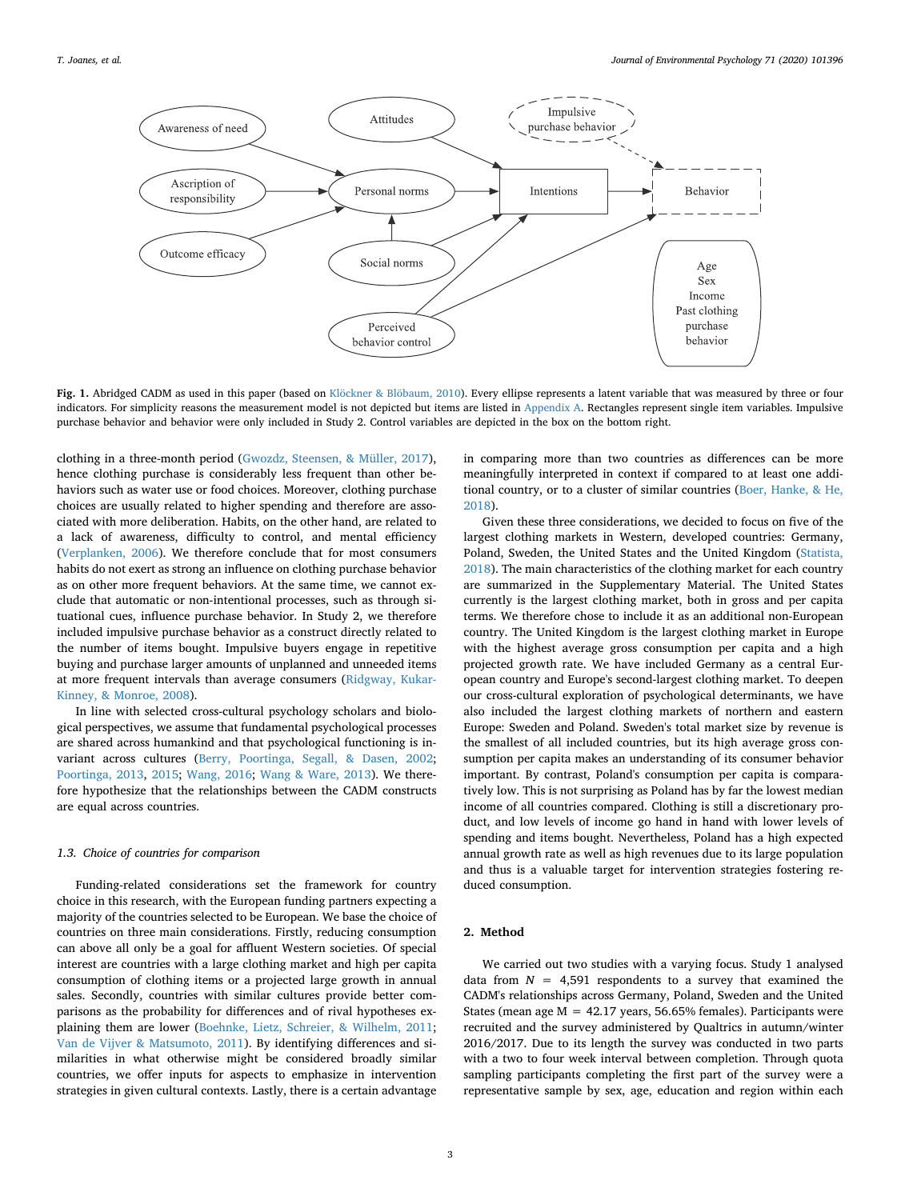Fig. 1. Abridged CADM as used in this paper (based on Klöckner & Blöbaum, 2010). Every ellipse represents a latent variable that was measured by three or four indicators. For simplicity reasons the measurement model is not depicted but items are listed in Appendix A. Rectangles represent single item variables. Impulsive purchase behavior and behavior were only included in Study 2. Control variables are depicted in the box on the bottom right.

clothing in a three-month period (Gwozdz, Steensen, & Müller, 2017), hence clothing purchase is considerably less frequent than other behaviors such as water use or food choices. Moreover, clothing purchase choices are usually related to higher spending and therefore are associated with more deliberation. Habits, on the other hand, are related to a lack of awareness, difficulty to control, and mental efficiency (Verplanken, 2006). We therefore conclude that for most consumers habits do not exert as strong an influence on clothing purchase behavior as on other more frequent behaviors. At the same time, we cannot exclude that automatic or non-intentional processes, such as through situational cues, influence purchase behavior. In Study 2, we therefore included impulsive purchase behavior as a construct directly related to the number of items bought. Impulsive buyers engage in repetitive buying and purchase larger amounts of unplanned and unneeded items at more frequent intervals than average consumers (Ridgway, Kukar-Kinney, & Monroe, 2008).

In line with selected cross-cultural psychology scholars and biological perspectives, we assume that fundamental psychological processes are shared across humankind and that psychological functioning is invariant across cultures (Berry, Poortinga, Segall, & Dasen, 2002; Poortinga, 2013, 2015; Wang, 2016; Wang & Ware, 2013). We therefore hypothesize that the relationships between the CADM constructs are equal across countries.

### 1.3. Choice of countries for comparison

Funding-related considerations set the framework for country choice in this research, with the European funding partners expecting a majority of the countries selected to be European. We base the choice of countries on three main considerations. Firstly, reducing consumption can above all only be a goal for affluent Western societies. Of special interest are countries with a large clothing market and high per capita consumption of clothing items or a projected large growth in annual sales. Secondly, countries with similar cultures provide better comparisons as the probability for differences and of rival hypotheses explaining them are lower (Boehnke, Lietz, Schreier, & Wilhelm, 2011; Van de Vijver & Matsumoto, 2011). By identifying differences and similarities in what otherwise might be considered broadly similar countries, we offer inputs for aspects to emphasize in intervention strategies in given cultural contexts. Lastly, there is a certain advantage in comparing more than two countries as differences can be more meaningfully interpreted in context if compared to at least one additional country, or to a cluster of similar countries (Boer, Hanke, & He, 2018).

Given these three considerations, we decided to focus on five of the largest clothing markets in Western, developed countries: Germany, Poland, Sweden, the United States and the United Kingdom (Statista, 2018). The main characteristics of the clothing market for each country are summarized in the Supplementary Material. The United States currently is the largest clothing market, both in gross and per capita terms. We therefore chose to include it as an additional non-European country. The United Kingdom is the largest clothing market in Europe with the highest average gross consumption per capita and a high projected growth rate. We have included Germany as a central European country and Europe's second-largest clothing market. To deepen our cross-cultural exploration of psychological determinants, we have also included the largest clothing markets of northern and eastern Europe: Sweden and Poland. Sweden's total market size by revenue is the smallest of all included countries, but its high average gross consumption per capita makes an understanding of its consumer behavior important. By contrast, Poland's consumption per capita is comparatively low. This is not surprising as Poland has by far the lowest median income of all countries compared. Clothing is still a discretionary product, and low levels of income go hand in hand with lower levels of spending and items bought. Nevertheless, Poland has a high expected annual growth rate as well as high revenues due to its large population and thus is a valuable target for intervention strategies fostering reduced consumption.

## 2. Method

We carried out two studies with a varying focus. Study 1 analysed data from $N = 4{,}591$ respondents to a survey that examined the CADM's relationships across Germany, Poland, Sweden and the United States (mean age M = 42.17 years, 56.65% females). Participants were recruited and the survey administered by Qualtrics in autumn/winter 2016/2017. Due to its length the survey was conducted in two parts with a two to four week interval between completion. Through quota sampling participants completing the first part of the survey were a representative sample by sex, age, education and region within each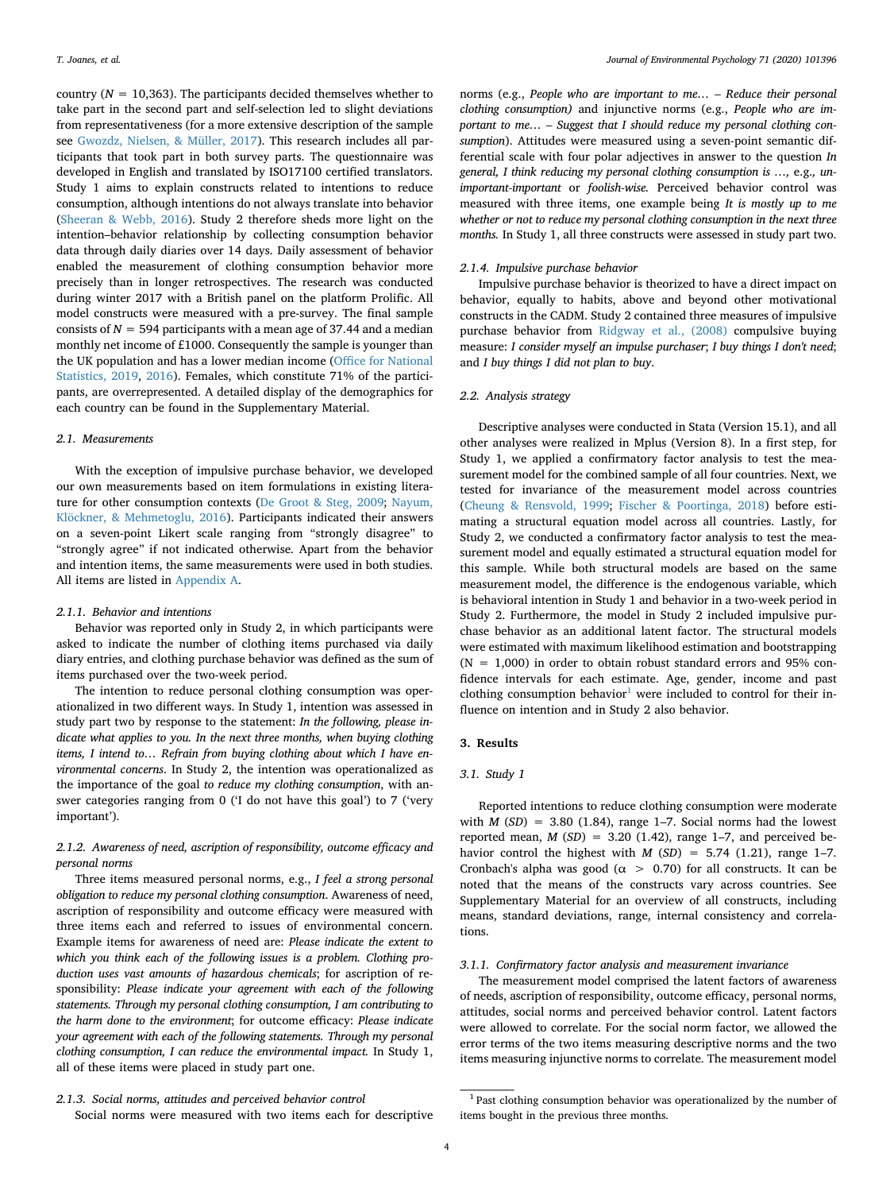country (N = 10,363). The participants decided themselves whether to take part in the second part and self-selection led to slight deviations from representativeness (for a more extensive description of the sample see Gwozdz, Nielsen, & Müller, 2017). This research includes all participants that took part in both survey parts. The questionnaire was developed in English and translated by ISO17100 certified translators. Study 1 aims to explain constructs related to intentions to reduce consumption, although intentions do not always translate into behavior (Sheeran & Webb, 2016). Study 2 therefore sheds more light on the intention–behavior relationship by collecting consumption behavior data through daily diaries over 14 days. Daily assessment of behavior enabled the measurement of clothing consumption behavior more precisely than in longer retrospectives. The research was conducted during winter 2017 with a British panel on the platform Prolific. All model constructs were measured with a pre-survey. The final sample consists of N = 594 participants with a mean age of 37.44 and a median monthly net income of £1000. Consequently the sample is younger than the UK population and has a lower median income (Office for National Statistics, 2019, 2016). Females, which constitute 71% of the participants, are overrepresented. A detailed display of the demographics for each country can be found in the Supplementary Material.

## 2.1. Measurements

With the exception of impulsive purchase behavior, we developed our own measurements based on item formulations in existing literature for other consumption contexts (De Groot & Steg, 2009; Nayum, Klöckner, & Mehmetoglu, 2016). Participants indicated their answers on a seven-point Likert scale ranging from "strongly disagree" to "strongly agree" if not indicated otherwise. Apart from the behavior and intention items, the same measurements were used in both studies. All items are listed in Appendix A.

### 2.1.1. Behavior and intentions

Behavior was reported only in Study 2, in which participants were asked to indicate the number of clothing items purchased via daily diary entries, and clothing purchase behavior was defined as the sum of items purchased over the two-week period.

The intention to reduce personal clothing consumption was operationalized in two different ways. In Study 1, intention was assessed in study part two by response to the statement: *In the following, please indicate what applies to you. In the next three months, when buying clothing items, I intend to… Refrain from buying clothing about which I have environmental concerns*. In Study 2, the intention was operationalized as the importance of the goal *to reduce my clothing consumption*, with answer categories ranging from 0 ('I do not have this goal') to 7 ('very important').

### 2.1.2. Awareness of need, ascription of responsibility, outcome efficacy and personal norms

Three items measured personal norms, e.g., *I feel a strong personal obligation to reduce my personal clothing consumption*. Awareness of need, ascription of responsibility and outcome efficacy were measured with three items each and referred to issues of environmental concern. Example items for awareness of need are: *Please indicate the extent to which you think each of the following issues is a problem. Clothing production uses vast amounts of hazardous chemicals*; for ascription of responsibility: *Please indicate your agreement with each of the following statements. Through my personal clothing consumption, I am contributing to the harm done to the environment*; for outcome efficacy: *Please indicate your agreement with each of the following statements. Through my personal clothing consumption, I can reduce the environmental impact.* In Study 1, all of these items were placed in study part one.

### 2.1.3. Social norms, attitudes and perceived behavior control

Social norms were measured with two items each for descriptive norms (e.g., *People who are important to me… – Reduce their personal clothing consumption)* and injunctive norms (e.g., *People who are important to me… – Suggest that I should reduce my personal clothing consumption*). Attitudes were measured using a seven-point semantic differential scale with four polar adjectives in answer to the question *In general, I think reducing my personal clothing consumption is …*, e.g., *unimportant-important* or *foolish-wise.* Perceived behavior control was measured with three items, one example being *It is mostly up to me whether or not to reduce my personal clothing consumption in the next three months.* In Study 1, all three constructs were assessed in study part two.

### 2.1.4. Impulsive purchase behavior

Impulsive purchase behavior is theorized to have a direct impact on behavior, equally to habits, above and beyond other motivational constructs in the CADM. Study 2 contained three measures of impulsive purchase behavior from Ridgway et al., (2008) compulsive buying measure: *I consider myself an impulse purchaser*; *I buy things I don't need*; and *I buy things I did not plan to buy*.

## 2.2. Analysis strategy

Descriptive analyses were conducted in Stata (Version 15.1), and all other analyses were realized in Mplus (Version 8). In a first step, for Study 1, we applied a confirmatory factor analysis to test the measurement model for the combined sample of all four countries. Next, we tested for invariance of the measurement model across countries (Cheung & Rensvold, 1999; Fischer & Poortinga, 2018) before estimating a structural equation model across all countries. Lastly, for Study 2, we conducted a confirmatory factor analysis to test the measurement model and equally estimated a structural equation model for this sample. While both structural models are based on the same measurement model, the difference is the endogenous variable, which is behavioral intention in Study 1 and behavior in a two-week period in Study 2. Furthermore, the model in Study 2 included impulsive purchase behavior as an additional latent factor. The structural models were estimated with maximum likelihood estimation and bootstrapping (N = 1,000) in order to obtain robust standard errors and 95% confidence intervals for each estimate. Age, gender, income and past clothing consumption behavior[1] were included to control for their influence on intention and in Study 2 also behavior.

# 3. Results

## 3.1. Study 1

Reported intentions to reduce clothing consumption were moderate with $M$ ($SD$) = 3.80 (1.84), range 1–7. Social norms had the lowest reported mean, $M$ ($SD$) = 3.20 (1.42), range 1–7, and perceived behavior control the highest with $M$ ($SD$) = 5.74 (1.21), range 1–7. Cronbach's alpha was good ($\alpha > 0.70$) for all constructs. It can be noted that the means of the constructs vary across countries. See Supplementary Material for an overview of all constructs, including means, standard deviations, range, internal consistency and correlations.

### 3.1.1. Confirmatory factor analysis and measurement invariance

The measurement model comprised the latent factors of awareness of needs, ascription of responsibility, outcome efficacy, personal norms, attitudes, social norms and perceived behavior control. Latent factors were allowed to correlate. For the social norm factor, we allowed the error terms of the two items measuring descriptive norms and the two items measuring injunctive norms to correlate. The measurement model

[1] Past clothing consumption behavior was operationalized by the number of items bought in the previous three months.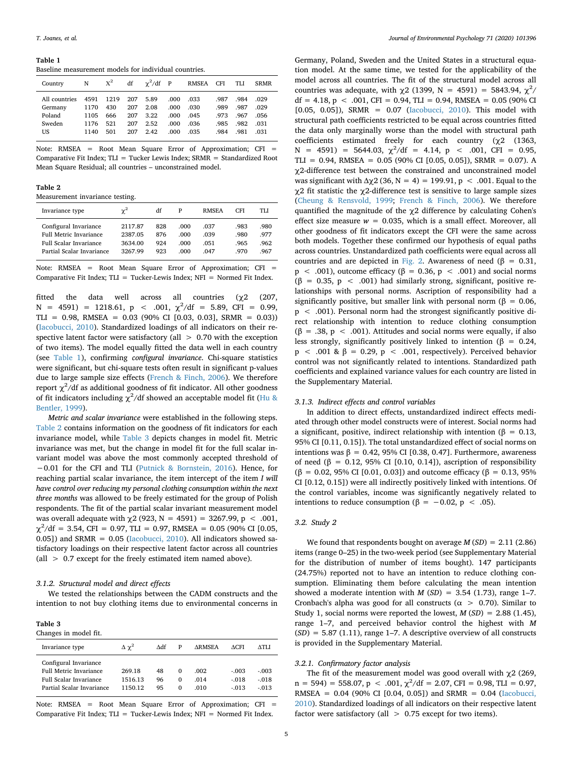**Table 1**
Baseline measurement models for individual countries.

| Country | N | $X^2$ | df | $\chi^2$/df | P | RMSEA | CFI | TLI | SRMR |
|---|---|---|---|---|---|---|---|---|---|
| All countries | 4591 | 1219 | 207 | 5.89 | .000 | .033 | .987 | .984 | .029 |
| Germany | 1170 | 430 | 207 | 2.08 | .000 | .030 | .989 | .987 | .029 |
| Poland | 1105 | 666 | 207 | 3.22 | .000 | .045 | .973 | .967 | .056 |
| Sweden | 1176 | 521 | 207 | 2.52 | .000 | .036 | .985 | .982 | .031 |
| US | 1140 | 501 | 207 | 2.42 | .000 | .035 | .984 | .981 | .031 |

Note: RMSEA = Root Mean Square Error of Approximation; CFI = Comparative Fit Index; TLI = Tucker Lewis Index; SRMR = Standardized Root Mean Square Residual; all countries – unconstrained model.

**Table 2**
Measurement invariance testing.

| Invariance type | $\chi^2$ | df | P | RMSEA | CFI | TLI |
|---|---|---|---|---|---|---|
| Configural Invariance | 2117.87 | 828 | .000 | .037 | .983 | .980 |
| Full Metric Invariance | 2387.05 | 876 | .000 | .039 | .980 | .977 |
| Full Scalar Invariance | 3634.00 | 924 | .000 | .051 | .965 | .962 |
| Partial Scalar Invariance | 3267.99 | 923 | .000 | .047 | .970 | .967 |

Note: RMSEA = Root Mean Square Error of Approximation; CFI = Comparative Fit Index; TLI = Tucker-Lewis Index; NFI = Normed Fit Index.

fitted the data well across all countries ($\chi2$ (207, N = 4591) = 1218.61, $p < .001$, $\chi^2$/df = 5.89, CFI = 0.99, TLI = 0.98, RMSEA = 0.03 (90% CI [0.03, 0.03], SRMR = 0.03)) (Iacobucci, 2010). Standardized loadings of all indicators on their respective latent factor were satisfactory (all > 0.70 with the exception of two items). The model equally fitted the data well in each country (see Table 1), confirming *configural invariance*. Chi-square statistics were significant, but chi-square tests often result in significant p-values due to large sample size effects (French & Finch, 2006). We therefore report $\chi^2$/df as additional goodness of fit indicator. All other goodness of fit indicators including $\chi^2$/df showed an acceptable model fit (Hu & Bentler, 1999).

*Metric and scalar invariance* were established in the following steps. Table 2 contains information on the goodness of fit indicators for each invariance model, while Table 3 depicts changes in model fit. Metric invariance was met, but the change in model fit for the full scalar invariant model was above the most commonly accepted threshold of −0.01 for the CFI and TLI (Putnick & Bornstein, 2016). Hence, for reaching partial scalar invariance, the item intercept of the item *I will have control over reducing my personal clothing consumption within the next three months* was allowed to be freely estimated for the group of Polish respondents. The fit of the partial scalar invariant measurement model was overall adequate with $\chi2$ (923, N = 4591) = 3267.99, $p < .001$, $\chi^2$/df = 3.54, CFI = 0.97, TLI = 0.97, RMSEA = 0.05 (90% CI [0.05, 0.05]) and SRMR = 0.05 (Iacobucci, 2010). All indicators showed satisfactory loadings on their respective latent factor across all countries (all > 0.7 except for the freely estimated item named above).

#### 3.1.2. Structural model and direct effects

We tested the relationships between the CADM constructs and the intention to not buy clothing items due to environmental concerns in Germany, Poland, Sweden and the United States in a structural equation model. At the same time, we tested for the applicability of the model across all countries. The fit of the structural model across all countries was adequate, with $\chi2$ (1399, N = 4591) = 5843.94, $\chi^2$/df = 4.18, $p < .001$, CFI = 0.94, TLI = 0.94, RMSEA = 0.05 (90% CI [0.05, 0.05]), SRMR = 0.07 (Iacobucci, 2010). This model with structural path coefficients restricted to be equal across countries fitted the data only marginally worse than the model with structural path coefficients estimated freely for each country ($\chi2$ (1363, N = 4591) = 5644.03, $\chi^2$/df = 4.14, $p < .001$, CFI = 0.95, TLI = 0.94, RMSEA = 0.05 (90% CI [0.05, 0.05]), SRMR = 0.07). A $\chi2$-difference test between the constrained and unconstrained model was significant with $\Delta\chi2$ (36, N = 4) = 199.91, $p < .001$. Equal to the $\chi2$ fit statistic the $\chi2$-difference test is sensitive to large sample sizes (Cheung & Rensvold, 1999; French & Finch, 2006). We therefore quantified the magnitude of the $\chi2$ difference by calculating Cohen's effect size measure $w$ = 0.035, which is a small effect. Moreover, all other goodness of fit indicators except the CFI were the same across both models. Together these confirmed our hypothesis of equal paths across countries. Unstandardized path coefficients were equal across all countries and are depicted in Fig. 2. Awareness of need ($\beta = 0.31$, $p < .001$), outcome efficacy ($\beta = 0.36$, $p < .001$) and social norms ($\beta = 0.35$, $p < .001$) had similarly strong, significant, positive relationships with personal norms. Ascription of responsibility had a significantly positive, but smaller link with personal norm ($\beta = 0.06$, $p < .001$). Personal norm had the strongest significantly positive direct relationship with intention to reduce clothing consumption ($\beta = .38$, $p < .001$). Attitudes and social norms were equally, if also less strongly, significantly positively linked to intention ($\beta = 0.24$, $p < .001$ & $\beta = 0.29$, $p < .001$, respectively). Perceived behavior control was not significantly related to intentions. Standardized path coefficients and explained variance values for each country are listed in the Supplementary Material.

#### 3.1.3. Indirect effects and control variables

In addition to direct effects, unstandardized indirect effects mediated through other model constructs were of interest. Social norms had a significant, positive, indirect relationship with intention ($\beta = 0.13$, 95% CI [0.11, 0.15]). The total unstandardized effect of social norms on intentions was $\beta = 0.42$, 95% CI [0.38, 0.47]. Furthermore, awareness of need ($\beta = 0.12$, 95% CI [0.10, 0.14]), ascription of responsibility ($\beta = 0.02$, 95% CI [0.01, 0.03]) and outcome efficacy ($\beta = 0.13$, 95% CI [0.12, 0.15]) were all indirectly positively linked with intentions. Of the control variables, income was significantly negatively related to intentions to reduce consumption ($\beta = -0.02$, $p < .05$).

### 3.2. Study 2

We found that respondents bought on average $M$ ($SD$) = 2.11 (2.86) items (range 0–25) in the two-week period (see Supplementary Material for the distribution of number of items bought). 147 participants (24.75%) reported not to have an intention to reduce clothing consumption. Eliminating them before calculating the mean intention showed a moderate intention with $M$ ($SD$) = 3.54 (1.73), range 1–7. Cronbach's alpha was good for all constructs ($\alpha > 0.70$). Similar to Study 1, social norms were reported the lowest, $M$ ($SD$) = 2.88 (1.45), range 1–7, and perceived behavior control the highest with $M$ ($SD$) = 5.87 (1.11), range 1–7. A descriptive overview of all constructs is provided in the Supplementary Material.

#### 3.2.1. Confirmatory factor analysis

The fit of the measurement model was good overall with $\chi2$ (269, n = 594) = 558.07, $p < .001$, $\chi^2$/df = 2.07, CFI = 0.98, TLI = 0.97, RMSEA = 0.04 (90% CI [0.04, 0.05]) and SRMR = 0.04 (Iacobucci, 2010). Standardized loadings of all indicators on their respective latent factor were satisfactory (all > 0.75 except for two items).

**Table 3**
Changes in model fit.

| Invariance type | $\Delta\chi^2$ | Δdf | P | ΔRMSEA | ΔCFI | ΔTLI |
|---|---|---|---|---|---|---|
| Configural Invariance | | | | | | |
| Full Metric Invariance | 269.18 | 48 | 0 | .002 | -.003 | -.003 |
| Full Scalar Invariance | 1516.13 | 96 | 0 | .014 | -.018 | -.018 |
| Partial Scalar Invariance | 1150.12 | 95 | 0 | .010 | -.013 | -.013 |

Note: RMSEA = Root Mean Square Error of Approximation; CFI = Comparative Fit Index; TLI = Tucker-Lewis Index; NFI = Normed Fit Index.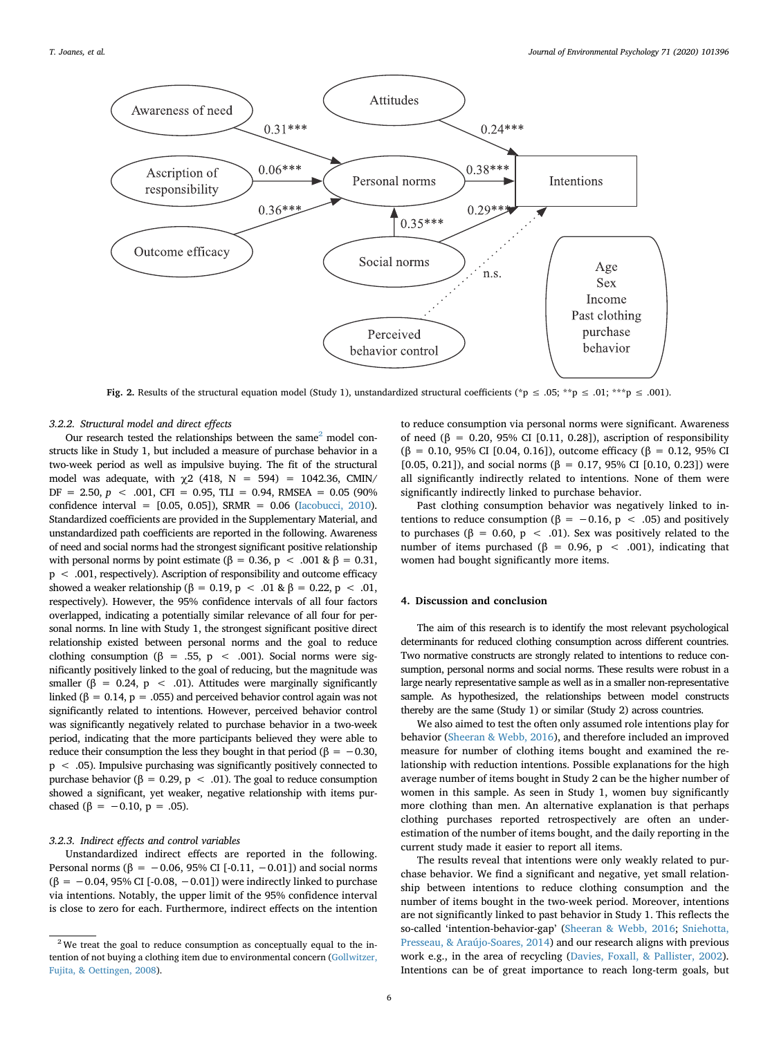Fig. 2. Results of the structural equation model (Study 1), unstandardized structural coefficients (*p ≤ .05; **p ≤ .01; ***p ≤ .001).

#### 3.2.2. Structural model and direct effects

Our research tested the relationships between the same[2] model constructs like in Study 1, but included a measure of purchase behavior in a two-week period as well as impulsive buying. The fit of the structural model was adequate, with $\chi 2$ (418, N = 594) = 1042.36, CMIN/DF = 2.50, $p < .001$, CFI = 0.95, TLI = 0.94, RMSEA = 0.05 (90% confidence interval = [0.05, 0.05]), SRMR = 0.06 (Iacobucci, 2010). Standardized coefficients are provided in the Supplementary Material, and unstandardized path coefficients are reported in the following. Awareness of need and social norms had the strongest significant positive relationship with personal norms by point estimate ($\beta = 0.36$, $p < .001$ & $\beta = 0.31$, $p < .001$, respectively). Ascription of responsibility and outcome efficacy showed a weaker relationship ($\beta = 0.19$, $p < .01$ & $\beta = 0.22$, $p < .01$, respectively). However, the 95% confidence intervals of all four factors overlapped, indicating a potentially similar relevance of all four for personal norms. In line with Study 1, the strongest significant positive direct relationship existed between personal norms and the goal to reduce clothing consumption ($\beta = .55$, $p < .001$). Social norms were significantly positively linked to the goal of reducing, but the magnitude was smaller ($\beta = 0.24$, $p < .01$). Attitudes were marginally significantly linked ($\beta = 0.14$, $p = .055$) and perceived behavior control again was not significantly related to intentions. However, perceived behavior control was significantly negatively related to purchase behavior in a two-week period, indicating that the more participants believed they were able to reduce their consumption the less they bought in that period ($\beta = -0.30$, $p < .05$). Impulsive purchasing was significantly positively connected to purchase behavior ($\beta = 0.29$, $p < .01$). The goal to reduce consumption showed a significant, yet weaker, negative relationship with items purchased ($\beta = -0.10$, $p = .05$).

#### 3.2.3. Indirect effects and control variables

Unstandardized indirect effects are reported in the following. Personal norms ($\beta = -0.06$, 95% CI [-0.11, −0.01]) and social norms ($\beta = -0.04$, 95% CI [-0.08, −0.01]) were indirectly linked to purchase behavior via intentions. Notably, the upper limit of the 95% confidence interval is close to zero for each. Furthermore, indirect effects on the intention to reduce consumption via personal norms were significant. Awareness of need ($\beta = 0.20$, 95% CI [0.11, 0.28]), ascription of responsibility ($\beta = 0.10$, 95% CI [0.04, 0.16]), outcome efficacy ($\beta = 0.12$, 95% CI [0.05, 0.21]), and social norms ($\beta = 0.17$, 95% CI [0.10, 0.23]) were all significantly indirectly related to intentions. None of them were significantly indirectly linked to purchase behavior.

Past clothing consumption behavior was negatively linked to intentions to reduce consumption ($\beta = -0.16$, $p < .05$) and positively to purchases ($\beta = 0.60$, $p < .01$). Sex was positively related to the number of items purchased ($\beta = 0.96$, $p < .001$), indicating that women had bought significantly more items.

## 4. Discussion and conclusion

The aim of this research is to identify the most relevant psychological determinants for reduced clothing consumption across different countries. Two normative constructs are strongly related to intentions to reduce consumption, personal norms and social norms. These results were robust in a large nearly representative sample as well as in a smaller non-representative sample. As hypothesized, the relationships between model constructs thereby are the same (Study 1) or similar (Study 2) across countries.

We also aimed to test the often only assumed role intentions play for behavior (Sheeran & Webb, 2016), and therefore included an improved measure for number of clothing items bought and examined the relationship with reduction intentions. Possible explanations for the high average number of items bought in Study 2 can be the higher number of women in this sample. As seen in Study 1, women buy significantly more clothing than men. An alternative explanation is that perhaps clothing purchases reported retrospectively are often an underestimation of the number of items bought, and the daily reporting in the current study made it easier to report all items.

The results reveal that intentions were only weakly related to purchase behavior. We find a significant and negative, yet small relationship between intentions to reduce clothing consumption and the number of items bought in the two-week period. Moreover, intentions are not significantly linked to past behavior in Study 1. This reflects the so-called 'intention-behavior-gap' (Sheeran & Webb, 2016; Sniehotta, Presseau, & Araújo-Soares, 2014) and our research aligns with previous work e.g., in the area of recycling (Davies, Foxall, & Pallister, 2002). Intentions can be of great importance to reach long-term goals, but

[2] We treat the goal to reduce consumption as conceptually equal to the intention of not buying a clothing item due to environmental concern (Gollwitzer, Fujita, & Oettingen, 2008).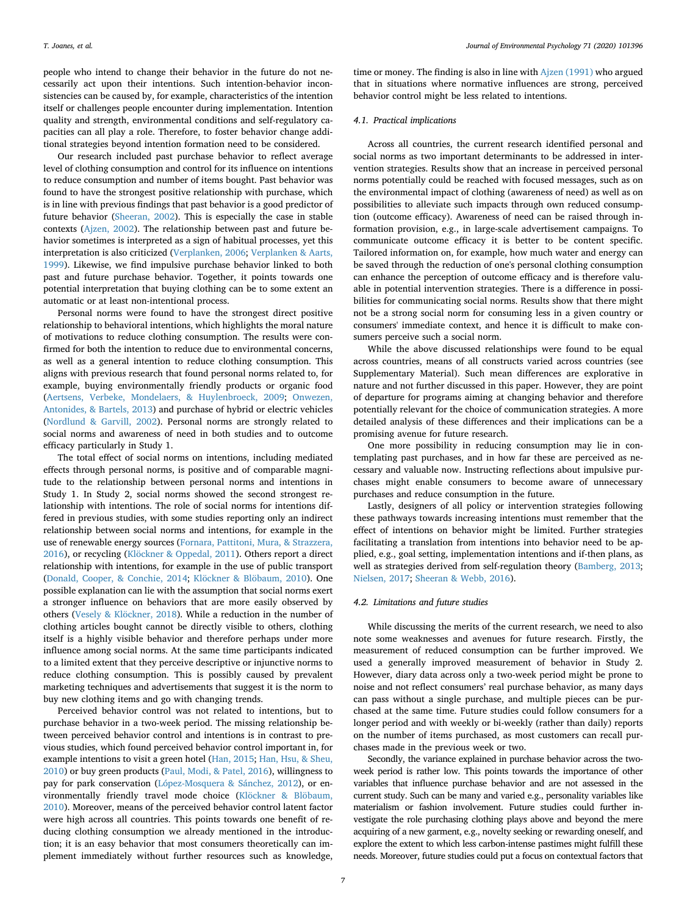people who intend to change their behavior in the future do not necessarily act upon their intentions. Such intention-behavior inconsistencies can be caused by, for example, characteristics of the intention itself or challenges people encounter during implementation. Intention quality and strength, environmental conditions and self-regulatory capacities can all play a role. Therefore, to foster behavior change additional strategies beyond intention formation need to be considered.

Our research included past purchase behavior to reflect average level of clothing consumption and control for its influence on intentions to reduce consumption and number of items bought. Past behavior was found to have the strongest positive relationship with purchase, which is in line with previous findings that past behavior is a good predictor of future behavior (Sheeran, 2002). This is especially the case in stable contexts (Ajzen, 2002). The relationship between past and future behavior sometimes is interpreted as a sign of habitual processes, yet this interpretation is also criticized (Verplanken, 2006; Verplanken & Aarts, 1999). Likewise, we find impulsive purchase behavior linked to both past and future purchase behavior. Together, it points towards one potential interpretation that buying clothing can be to some extent an automatic or at least non-intentional process.

Personal norms were found to have the strongest direct positive relationship to behavioral intentions, which highlights the moral nature of motivations to reduce clothing consumption. The results were confirmed for both the intention to reduce due to environmental concerns, as well as a general intention to reduce clothing consumption. This aligns with previous research that found personal norms related to, for example, buying environmentally friendly products or organic food (Aertsens, Verbeke, Mondelaers, & Huylenbroeck, 2009; Onwezen, Antonides, & Bartels, 2013) and purchase of hybrid or electric vehicles (Nordlund & Garvill, 2002). Personal norms are strongly related to social norms and awareness of need in both studies and to outcome efficacy particularly in Study 1.

The total effect of social norms on intentions, including mediated effects through personal norms, is positive and of comparable magnitude to the relationship between personal norms and intentions in Study 1. In Study 2, social norms showed the second strongest relationship with intentions. The role of social norms for intentions differed in previous studies, with some studies reporting only an indirect relationship between social norms and intentions, for example in the use of renewable energy sources (Fornara, Pattitoni, Mura, & Strazzera, 2016), or recycling (Klöckner & Oppedal, 2011). Others report a direct relationship with intentions, for example in the use of public transport (Donald, Cooper, & Conchie, 2014; Klöckner & Blöbaum, 2010). One possible explanation can lie with the assumption that social norms exert a stronger influence on behaviors that are more easily observed by others (Vesely & Klöckner, 2018). While a reduction in the number of clothing articles bought cannot be directly visible to others, clothing itself is a highly visible behavior and therefore perhaps under more influence among social norms. At the same time participants indicated to a limited extent that they perceive descriptive or injunctive norms to reduce clothing consumption. This is possibly caused by prevalent marketing techniques and advertisements that suggest it is the norm to buy new clothing items and go with changing trends.

Perceived behavior control was not related to intentions, but to purchase behavior in a two-week period. The missing relationship between perceived behavior control and intentions is in contrast to previous studies, which found perceived behavior control important in, for example intentions to visit a green hotel (Han, 2015; Han, Hsu, & Sheu, 2010) or buy green products (Paul, Modi, & Patel, 2016), willingness to pay for park conservation (López-Mosquera & Sánchez, 2012), or environmentally friendly travel mode choice (Klöckner & Blöbaum, 2010). Moreover, means of the perceived behavior control latent factor were high across all countries. This points towards one benefit of reducing clothing consumption we already mentioned in the introduction; it is an easy behavior that most consumers theoretically can implement immediately without further resources such as knowledge, time or money. The finding is also in line with Ajzen (1991) who argued that in situations where normative influences are strong, perceived behavior control might be less related to intentions.

### 4.1. Practical implications

Across all countries, the current research identified personal and social norms as two important determinants to be addressed in intervention strategies. Results show that an increase in perceived personal norms potentially could be reached with focused messages, such as on the environmental impact of clothing (awareness of need) as well as on possibilities to alleviate such impacts through own reduced consumption (outcome efficacy). Awareness of need can be raised through information provision, e.g., in large-scale advertisement campaigns. To communicate outcome efficacy it is better to be content specific. Tailored information on, for example, how much water and energy can be saved through the reduction of one's personal clothing consumption can enhance the perception of outcome efficacy and is therefore valuable in potential intervention strategies. There is a difference in possibilities for communicating social norms. Results show that there might not be a strong social norm for consuming less in a given country or consumers' immediate context, and hence it is difficult to make consumers perceive such a social norm.

While the above discussed relationships were found to be equal across countries, means of all constructs varied across countries (see Supplementary Material). Such mean differences are explorative in nature and not further discussed in this paper. However, they are point of departure for programs aiming at changing behavior and therefore potentially relevant for the choice of communication strategies. A more detailed analysis of these differences and their implications can be a promising avenue for future research.

One more possibility in reducing consumption may lie in contemplating past purchases, and in how far these are perceived as necessary and valuable now. Instructing reflections about impulsive purchases might enable consumers to become aware of unnecessary purchases and reduce consumption in the future.

Lastly, designers of all policy or intervention strategies following these pathways towards increasing intentions must remember that the effect of intentions on behavior might be limited. Further strategies facilitating a translation from intentions into behavior need to be applied, e.g., goal setting, implementation intentions and if-then plans, as well as strategies derived from self-regulation theory (Bamberg, 2013; Nielsen, 2017; Sheeran & Webb, 2016).

### 4.2. Limitations and future studies

While discussing the merits of the current research, we need to also note some weaknesses and avenues for future research. Firstly, the measurement of reduced consumption can be further improved. We used a generally improved measurement of behavior in Study 2. However, diary data across only a two-week period might be prone to noise and not reflect consumers' real purchase behavior, as many days can pass without a single purchase, and multiple pieces can be purchased at the same time. Future studies could follow consumers for a longer period and with weekly or bi-weekly (rather than daily) reports on the number of items purchased, as most customers can recall purchases made in the previous week or two.

Secondly, the variance explained in purchase behavior across the two-week period is rather low. This points towards the importance of other variables that influence purchase behavior and are not assessed in the current study. Such can be many and varied e.g., personality variables like materialism or fashion involvement. Future studies could further investigate the role purchasing clothing plays above and beyond the mere acquiring of a new garment, e.g., novelty seeking or rewarding oneself, and explore the extent to which less carbon-intense pastimes might fulfill these needs. Moreover, future studies could put a focus on contextual factors that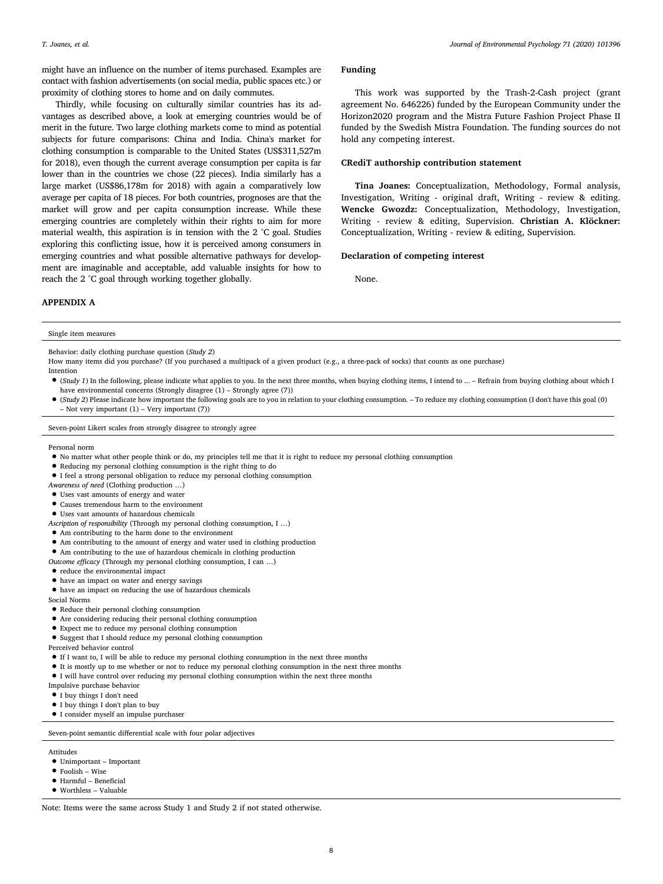might have an influence on the number of items purchased. Examples are contact with fashion advertisements (on social media, public spaces etc.) or proximity of clothing stores to home and on daily commutes.

Thirdly, while focusing on culturally similar countries has its advantages as described above, a look at emerging countries would be of merit in the future. Two large clothing markets come to mind as potential subjects for future comparisons: China and India. China's market for clothing consumption is comparable to the United States (US$311,527m for 2018), even though the current average consumption per capita is far lower than in the countries we chose (22 pieces). India similarly has a large market (US$86,178m for 2018) with again a comparatively low average per capita of 18 pieces. For both countries, prognoses are that the market will grow and per capita consumption increase. While these emerging countries are completely within their rights to aim for more material wealth, this aspiration is in tension with the 2 °C goal. Studies exploring this conflicting issue, how it is perceived among consumers in emerging countries and what possible alternative pathways for development are imaginable and acceptable, add valuable insights for how to reach the 2 °C goal through working together globally.

## Funding

This work was supported by the Trash-2-Cash project (grant agreement No. 646226) funded by the European Community under the Horizon2020 program and the Mistra Future Fashion Project Phase II funded by the Swedish Mistra Foundation. The funding sources do not hold any competing interest.

## CRediT authorship contribution statement

**Tina Joanes:** Conceptualization, Methodology, Formal analysis, Investigation, Writing - original draft, Writing - review & editing. **Wencke Gwozdz:** Conceptualization, Methodology, Investigation, Writing - review & editing, Supervision. **Christian A. Klöckner:** Conceptualization, Writing - review & editing, Supervision.

## Declaration of competing interest

None.

## APPENDIX A

Single item measures

Behavior: daily clothing purchase question (*Study 2*)

How many items did you purchase? (If you purchased a multipack of a given product (e.g., a three-pack of socks) that counts as one purchase)

Intention

- (*Study 1*) In the following, please indicate what applies to you. In the next three months, when buying clothing items, I intend to ... – Refrain from buying clothing about which I have environmental concerns (Strongly disagree (1) – Strongly agree (7))
- (*Study 2*) Please indicate how important the following goals are to you in relation to your clothing consumption. – To reduce my clothing consumption (I don't have this goal (0) – Not very important (1) – Very important (7))

Seven-point Likert scales from strongly disagree to strongly agree

Personal norm

- No matter what other people think or do, my principles tell me that it is right to reduce my personal clothing consumption
- Reducing my personal clothing consumption is the right thing to do
- I feel a strong personal obligation to reduce my personal clothing consumption

*Awareness of need* (Clothing production …)

- Uses vast amounts of energy and water
- Causes tremendous harm to the environment
- Uses vast amounts of hazardous chemicals

*Ascription of responsibility* (Through my personal clothing consumption, I …)

- Am contributing to the harm done to the environment
- Am contributing to the amount of energy and water used in clothing production
- Am contributing to the use of hazardous chemicals in clothing production

*Outcome efficacy* (Through my personal clothing consumption, I can …)

- reduce the environmental impact
- have an impact on water and energy savings
- have an impact on reducing the use of hazardous chemicals

Social Norms

- Reduce their personal clothing consumption
- Are considering reducing their personal clothing consumption
- Expect me to reduce my personal clothing consumption
- Suggest that I should reduce my personal clothing consumption

Perceived behavior control

- If I want to, I will be able to reduce my personal clothing consumption in the next three months
- It is mostly up to me whether or not to reduce my personal clothing consumption in the next three months
- I will have control over reducing my personal clothing consumption within the next three months

Impulsive purchase behavior

- I buy things I don't need
- I buy things I don't plan to buy
- I consider myself an impulse purchaser

Seven-point semantic differential scale with four polar adjectives

Attitudes

- Unimportant – Important
- Foolish – Wise
- Harmful – Beneficial
- Worthless – Valuable

Note: Items were the same across Study 1 and Study 2 if not stated otherwise.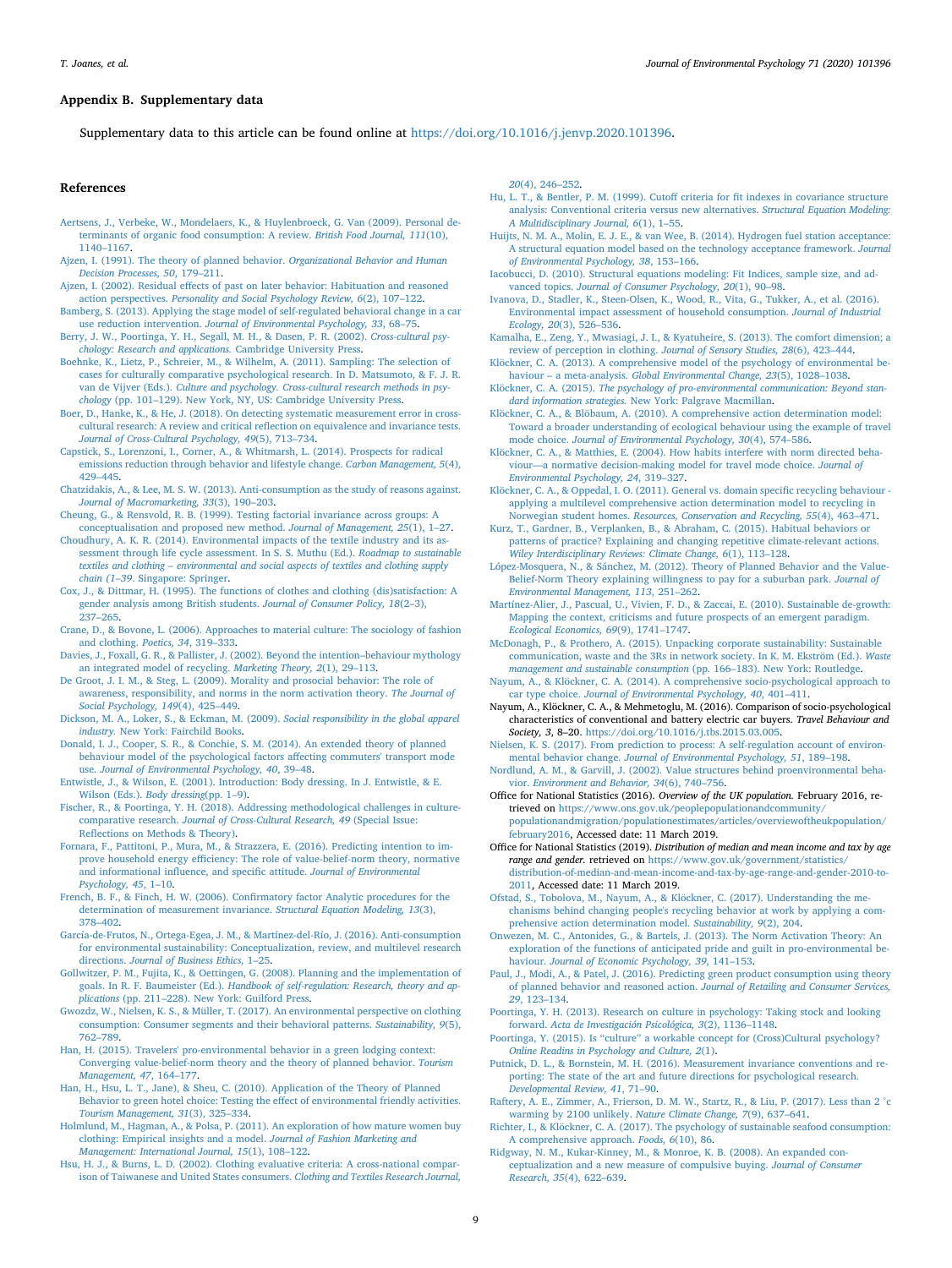## Appendix B. Supplementary data

Supplementary data to this article can be found online at https://doi.org/10.1016/j.jenvp.2020.101396.

## References

Aertsens, J., Verbeke, W., Mondelaers, K., & Huylenbroeck, G. Van (2009). Personal determinants of organic food consumption: A review. *British Food Journal, 111*(10), 1140–1167.

Ajzen, I. (1991). The theory of planned behavior. *Organizational Behavior and Human Decision Processes, 50*, 179–211.

Ajzen, I. (2002). Residual effects of past on later behavior: Habituation and reasoned action perspectives. *Personality and Social Psychology Review, 6*(2), 107–122.

Bamberg, S. (2013). Applying the stage model of self-regulated behavioral change in a car use reduction intervention. *Journal of Environmental Psychology, 33*, 68–75.

Berry, J. W., Poortinga, Y. H., Segall, M. H., & Dasen, P. R. (2002). *Cross-cultural psychology: Research and applications*. Cambridge University Press.

Boehnke, K., Lietz, P., Schreier, M., & Wilhelm, A. (2011). Sampling: The selection of cases for culturally comparative psychological research. In D. Matsumoto, & F. J. R. van de Vijver (Eds.). *Culture and psychology. Cross-cultural research methods in psychology* (pp. 101–129). New York, NY, US: Cambridge University Press.

Boer, D., Hanke, K., & He, J. (2018). On detecting systematic measurement error in cross-cultural research: A review and critical reflection on equivalence and invariance tests. *Journal of Cross-Cultural Psychology, 49*(5), 713–734.

Capstick, S., Lorenzoni, I., Corner, A., & Whitmarsh, L. (2014). Prospects for radical emissions reduction through behavior and lifestyle change. *Carbon Management, 5*(4), 429–445.

Chatzidakis, A., & Lee, M. S. W. (2013). Anti-consumption as the study of reasons against. *Journal of Macromarketing, 33*(3), 190–203.

Cheung, G., & Rensvold, R. B. (1999). Testing factorial invariance across groups: A conceptualisation and proposed new method. *Journal of Management, 25*(1), 1–27.

Choudhury, A. K. R. (2014). Environmental impacts of the textile industry and its assessment through life cycle assessment. In S. S. Muthu (Ed.). *Roadmap to sustainable textiles and clothing – environmental and social aspects of textiles and clothing supply chain (1–39*. Singapore: Springer.

Cox, J., & Dittmar, H. (1995). The functions of clothes and clothing (dis)satisfaction: A gender analysis among British students. *Journal of Consumer Policy, 18*(2–3), 237–265.

Crane, D., & Bovone, L. (2006). Approaches to material culture: The sociology of fashion and clothing. *Poetics, 34*, 319–333.

Davies, J., Foxall, G. R., & Pallister, J. (2002). Beyond the intention–behaviour mythology an integrated model of recycling. *Marketing Theory, 2*(1), 29–113.

De Groot, J. I. M., & Steg, L. (2009). Morality and prosocial behavior: The role of awareness, responsibility, and norms in the norm activation theory. *The Journal of Social Psychology, 149*(4), 425–449.

Dickson, M. A., Loker, S., & Eckman, M. (2009). *Social responsibility in the global apparel industry*. New York: Fairchild Books.

Donald, I. J., Cooper, S. R., & Conchie, S. M. (2014). An extended theory of planned behaviour model of the psychological factors affecting commuters' transport mode use. *Journal of Environmental Psychology, 40*, 39–48.

Entwistle, J., & Wilson, E. (2001). Introduction: Body dressing. In J. Entwistle, & E. Wilson (Eds.). *Body dressing*(pp. 1–9).

Fischer, R., & Poortinga, Y. H. (2018). Addressing methodological challenges in culture-comparative research. *Journal of Cross-Cultural Research, 49* (Special Issue: Reflections on Methods & Theory).

Fornara, F., Pattitoni, P., Mura, M., & Strazzera, E. (2016). Predicting intention to improve household energy efficiency: The role of value-belief-norm theory, normative and informational influence, and specific attitude. *Journal of Environmental Psychology, 45*, 1–10.

French, B. F., & Finch, H. W. (2006). Confirmatory factor Analytic procedures for the determination of measurement invariance. *Structural Equation Modeling, 13*(3), 378–402.

García-de-Frutos, N., Ortega-Egea, J. M., & Martínez-del-Río, J. (2016). Anti-consumption for environmental sustainability: Conceptualization, review, and multilevel research directions. *Journal of Business Ethics*, 1–25.

Gollwitzer, P. M., Fujita, K., & Oettingen, G. (2008). Planning and the implementation of goals. In R. F. Baumeister (Ed.). *Handbook of self-regulation: Research, theory and applications* (pp. 211–228). New York: Guilford Press.

Gwozdz, W., Nielsen, K. S., & Müller, T. (2017). An environmental perspective on clothing consumption: Consumer segments and their behavioral patterns. *Sustainability, 9*(5), 762–789.

Han, H. (2015). Travelers' pro-environmental behavior in a green lodging context: Converging value-belief-norm theory and the theory of planned behavior. *Tourism Management, 47*, 164–177.

Han, H., Hsu, L. T., Jane), & Sheu, C. (2010). Application of the Theory of Planned Behavior to green hotel choice: Testing the effect of environmental friendly activities. *Tourism Management, 31*(3), 325–334.

Holmlund, M., Hagman, A., & Polsa, P. (2011). An exploration of how mature women buy clothing: Empirical insights and a model. *Journal of Fashion Marketing and Management: International Journal, 15*(1), 108–122.

Hsu, H. J., & Burns, L. D. (2002). Clothing evaluative criteria: A cross-national comparison of Taiwanese and United States consumers. *Clothing and Textiles Research Journal, 20*(4), 246–252.

Hu, L. T., & Bentler, P. M. (1999). Cutoff criteria for fit indexes in covariance structure analysis: Conventional criteria versus new alternatives. *Structural Equation Modeling: A Multidisciplinary Journal, 6*(1), 1–55.

Huijts, N. M. A., Molin, E. J. E., & van Wee, B. (2014). Hydrogen fuel station acceptance: A structural equation model based on the technology acceptance framework. *Journal of Environmental Psychology, 38*, 153–166.

Iacobucci, D. (2010). Structural equations modeling: Fit Indices, sample size, and advanced topics. *Journal of Consumer Psychology, 20*(1), 90–98.

Ivanova, D., Stadler, K., Steen-Olsen, K., Wood, R., Vita, G., Tukker, A., et al. (2016). Environmental impact assessment of household consumption. *Journal of Industrial Ecology, 20*(3), 526–536.

Kamalha, E., Zeng, Y., Mwasiagi, J. I., & Kyatuheire, S. (2013). The comfort dimension; a review of perception in clothing. *Journal of Sensory Studies, 28*(6), 423–444.

Klöckner, C. A. (2013). A comprehensive model of the psychology of environmental behaviour – a meta-analysis. *Global Environmental Change, 23*(5), 1028–1038.

Klöckner, C. A. (2015). *The psychology of pro-environmental communication: Beyond standard information strategies*. New York: Palgrave Macmillan.

Klöckner, C. A., & Blöbaum, A. (2010). A comprehensive action determination model: Toward a broader understanding of ecological behaviour using the example of travel mode choice. *Journal of Environmental Psychology, 30*(4), 574–586.

Klöckner, C. A., & Matthies, E. (2004). How habits interfere with norm directed behaviour—a normative decision-making model for travel mode choice. *Journal of Environmental Psychology, 24*, 319–327.

Klöckner, C. A., & Oppedal, I. O. (2011). General vs. domain specific recycling behaviour - applying a multilevel comprehensive action determination model to recycling in Norwegian student homes. *Resources, Conservation and Recycling, 55*(4), 463–471.

Kurz, T., Gardner, B., Verplanken, B., & Abraham, C. (2015). Habitual behaviors or patterns of practice? Explaining and changing repetitive climate-relevant actions. *Wiley Interdisciplinary Reviews: Climate Change, 6*(1), 113–128.

López-Mosquera, N., & Sánchez, M. (2012). Theory of Planned Behavior and the Value-Belief-Norm Theory explaining willingness to pay for a suburban park. *Journal of Environmental Management, 113*, 251–262.

Martínez-Alier, J., Pascual, U., Vivien, F. D., & Zaccai, E. (2010). Sustainable de-growth: Mapping the context, criticisms and future prospects of an emergent paradigm. *Ecological Economics, 69*(9), 1741–1747.

McDonagh, P., & Prothero, A. (2015). Unpacking corporate sustainability: Sustainable communication, waste and the 3Rs in network society. In K. M. Ekström (Ed.). *Waste management and sustainable consumption* (pp. 166–183). New York: Routledge.

Nayum, A., & Klöckner, C. A. (2014). A comprehensive socio-psychological approach to car type choice. *Journal of Environmental Psychology, 40*, 401–411.

Nayum, A., Klöckner, C. A., & Mehmetoglu, M. (2016). Comparison of socio-psychological characteristics of conventional and battery electric car buyers. *Travel Behaviour and Society, 3*, 8–20. https://doi.org/10.1016/j.tbs.2015.03.005.

Nielsen, K. S. (2017). From prediction to process: A self-regulation account of environmental behavior change. *Journal of Environmental Psychology, 51*, 189–198.

Nordlund, A. M., & Garvill, J. (2002). Value structures behind proenvironmental behavior. *Environment and Behavior, 34*(6), 740–756.

Office for National Statistics (2016). *Overview of the UK population.* February 2016, retrieved on https://www.ons.gov.uk/peoplepopulationandcommunity/populationandmigration/populationestimates/articles/overviewoftheukpopulation/february2016, Accessed date: 11 March 2019.

Office for National Statistics (2019). *Distribution of median and mean income and tax by age range and gender.* retrieved on https://www.gov.uk/government/statistics/distribution-of-median-and-mean-income-and-tax-by-age-range-and-gender-2010-to-2011, Accessed date: 11 March 2019.

Ofstad, S., Tobolova, M., Nayum, A., & Klöckner, C. (2017). Understanding the mechanisms behind changing people's recycling behavior at work by applying a comprehensive action determination model. *Sustainability, 9*(2), 204.

Onwezen, M. C., Antonides, G., & Bartels, J. (2013). The Norm Activation Theory: An exploration of the functions of anticipated pride and guilt in pro-environmental behaviour. *Journal of Economic Psychology, 39*, 141–153.

Paul, J., Modi, A., & Patel, J. (2016). Predicting green product consumption using theory of planned behavior and reasoned action. *Journal of Retailing and Consumer Services, 29*, 123–134.

Poortinga, Y. H. (2013). Research on culture in psychology: Taking stock and looking forward. *Acta de Investigación Psicológica, 3*(2), 1136–1148.

Poortinga, Y. (2015). Is "culture" a workable concept for (Cross)Cultural psychology? *Online Readins in Psychology and Culture, 2*(1).

Putnick, D. L., & Bornstein, M. H. (2016). Measurement invariance conventions and reporting: The state of the art and future directions for psychological research. *Developmental Review, 41*, 71–90.

Raftery, A. E., Zimmer, A., Frierson, D. M. W., Startz, R., & Liu, P. (2017). Less than 2 °c warming by 2100 unlikely. *Nature Climate Change, 7*(9), 637–641.

Richter, I., & Klöckner, C. A. (2017). The psychology of sustainable seafood consumption: A comprehensive approach. *Foods, 6*(10), 86.

Ridgway, N. M., Kukar-Kinney, M., & Monroe, K. B. (2008). An expanded conceptualization and a new measure of compulsive buying. *Journal of Consumer Research, 35*(4), 622–639.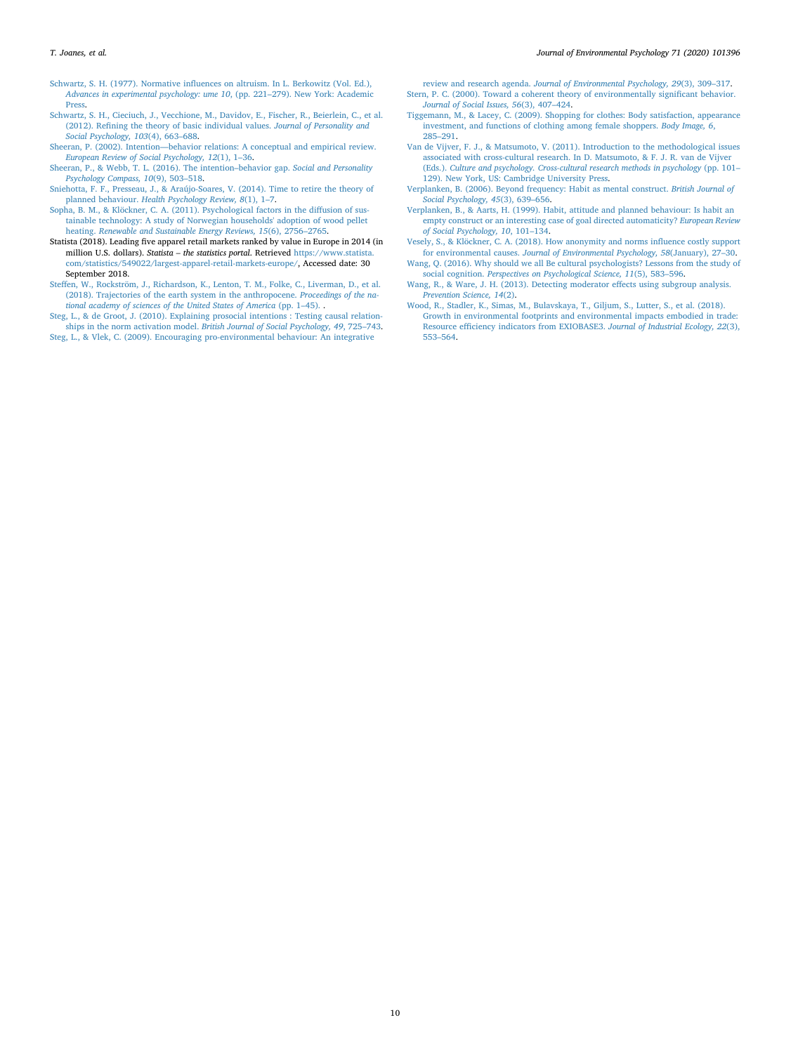Schwartz, S. H. (1977). Normative influences on altruism. In L. Berkowitz (Vol. Ed.), *Advances in experimental psychology: ume 10*, (pp. 221–279). New York: Academic Press.

Schwartz, S. H., Cieciuch, J., Vecchione, M., Davidov, E., Fischer, R., Beierlein, C., et al. (2012). Refining the theory of basic individual values. *Journal of Personality and Social Psychology, 103*(4), 663–688.

Sheeran, P. (2002). Intention—behavior relations: A conceptual and empirical review. *European Review of Social Psychology, 12*(1), 1–36.

Sheeran, P., & Webb, T. L. (2016). The intention–behavior gap. *Social and Personality Psychology Compass, 10*(9), 503–518.

Sniehotta, F. F., Presseau, J., & Araújo-Soares, V. (2014). Time to retire the theory of planned behaviour. *Health Psychology Review, 8*(1), 1–7.

Sopha, B. M., & Klöckner, C. A. (2011). Psychological factors in the diffusion of sustainable technology: A study of Norwegian households' adoption of wood pellet heating. *Renewable and Sustainable Energy Reviews, 15*(6), 2756–2765.

Statista (2018). Leading five apparel retail markets ranked by value in Europe in 2014 (in million U.S. dollars). *Statista – the statistics portal*. Retrieved https://www.statista.com/statistics/549022/largest-apparel-retail-markets-europe/, Accessed date: 30 September 2018.

Steffen, W., Rockström, J., Richardson, K., Lenton, T. M., Folke, C., Liverman, D., et al. (2018). Trajectories of the earth system in the anthropocene. *Proceedings of the national academy of sciences of the United States of America* (pp. 1–45). .

Steg, L., & de Groot, J. (2010). Explaining prosocial intentions : Testing causal relationships in the norm activation model. *British Journal of Social Psychology, 49*, 725–743.

Steg, L., & Vlek, C. (2009). Encouraging pro-environmental behaviour: An integrative review and research agenda. *Journal of Environmental Psychology, 29*(3), 309–317.

Stern, P. C. (2000). Toward a coherent theory of environmentally significant behavior. *Journal of Social Issues, 56*(3), 407–424.

Tiggemann, M., & Lacey, C. (2009). Shopping for clothes: Body satisfaction, appearance investment, and functions of clothing among female shoppers. *Body Image, 6*, 285–291.

Van de Vijver, F. J., & Matsumoto, V. (2011). Introduction to the methodological issues associated with cross-cultural research. In D. Matsumoto, & F. J. R. van de Vijver (Eds.). *Culture and psychology. Cross-cultural research methods in psychology* (pp. 101–129). New York, US: Cambridge University Press.

Verplanken, B. (2006). Beyond frequency: Habit as mental construct. *British Journal of Social Psychology, 45*(3), 639–656.

Verplanken, B., & Aarts, H. (1999). Habit, attitude and planned behaviour: Is habit an empty construct or an interesting case of goal directed automaticity? *European Review of Social Psychology, 10*, 101–134.

Vesely, S., & Klöckner, C. A. (2018). How anonymity and norms influence costly support for environmental causes. *Journal of Environmental Psychology, 58*(January), 27–30.

Wang, Q. (2016). Why should we all Be cultural psychologists? Lessons from the study of social cognition. *Perspectives on Psychological Science, 11*(5), 583–596.

Wang, R., & Ware, J. H. (2013). Detecting moderator effects using subgroup analysis. *Prevention Science, 14*(2).

Wood, R., Stadler, K., Simas, M., Bulavskaya, T., Giljum, S., Lutter, S., et al. (2018). Growth in environmental footprints and environmental impacts embodied in trade: Resource efficiency indicators from EXIOBASE3. *Journal of Industrial Ecology, 22*(3), 553–564.